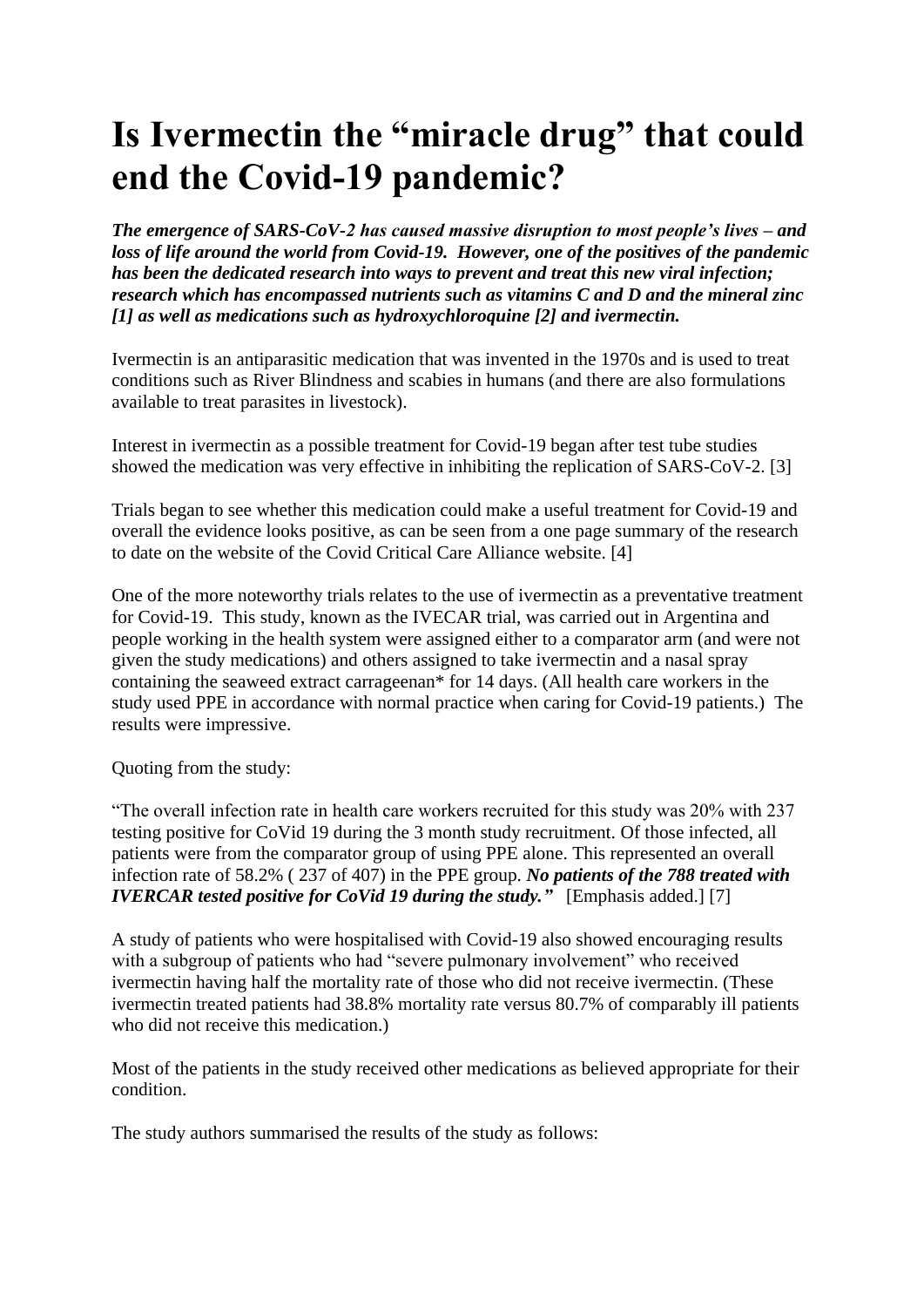# Is Ivermectin the "miracle drug" that could end the Covid-19 pandemic?

***The emergence of SARS-CoV-2 has caused massive disruption to most people's lives – and loss of life around the world from Covid-19. However, one of the positives of the pandemic has been the dedicated research into ways to prevent and treat this new viral infection; research which has encompassed nutrients such as vitamins C and D and the mineral zinc [1] as well as medications such as hydroxychloroquine [2] and ivermectin.***

Ivermectin is an antiparasitic medication that was invented in the 1970s and is used to treat conditions such as River Blindness and scabies in humans (and there are also formulations available to treat parasites in livestock).

Interest in ivermectin as a possible treatment for Covid-19 began after test tube studies showed the medication was very effective in inhibiting the replication of SARS-CoV-2. [3]

Trials began to see whether this medication could make a useful treatment for Covid-19 and overall the evidence looks positive, as can be seen from a one page summary of the research to date on the website of the Covid Critical Care Alliance website. [4]

One of the more noteworthy trials relates to the use of ivermectin as a preventative treatment for Covid-19. This study, known as the IVECAR trial, was carried out in Argentina and people working in the health system were assigned either to a comparator arm (and were not given the study medications) and others assigned to take ivermectin and a nasal spray containing the seaweed extract carrageenan* for 14 days. (All health care workers in the study used PPE in accordance with normal practice when caring for Covid-19 patients.) The results were impressive.

Quoting from the study:

"The overall infection rate in health care workers recruited for this study was 20% with 237 testing positive for CoVid 19 during the 3 month study recruitment. Of those infected, all patients were from the comparator group of using PPE alone. This represented an overall infection rate of 58.2% ( 237 of 407) in the PPE group. ***No patients of the 788 treated with IVERCAR tested positive for CoVid 19 during the study."*** [Emphasis added.] [7]

A study of patients who were hospitalised with Covid-19 also showed encouraging results with a subgroup of patients who had "severe pulmonary involvement" who received ivermectin having half the mortality rate of those who did not receive ivermectin. (These ivermectin treated patients had 38.8% mortality rate versus 80.7% of comparably ill patients who did not receive this medication.)

Most of the patients in the study received other medications as believed appropriate for their condition.

The study authors summarised the results of the study as follows: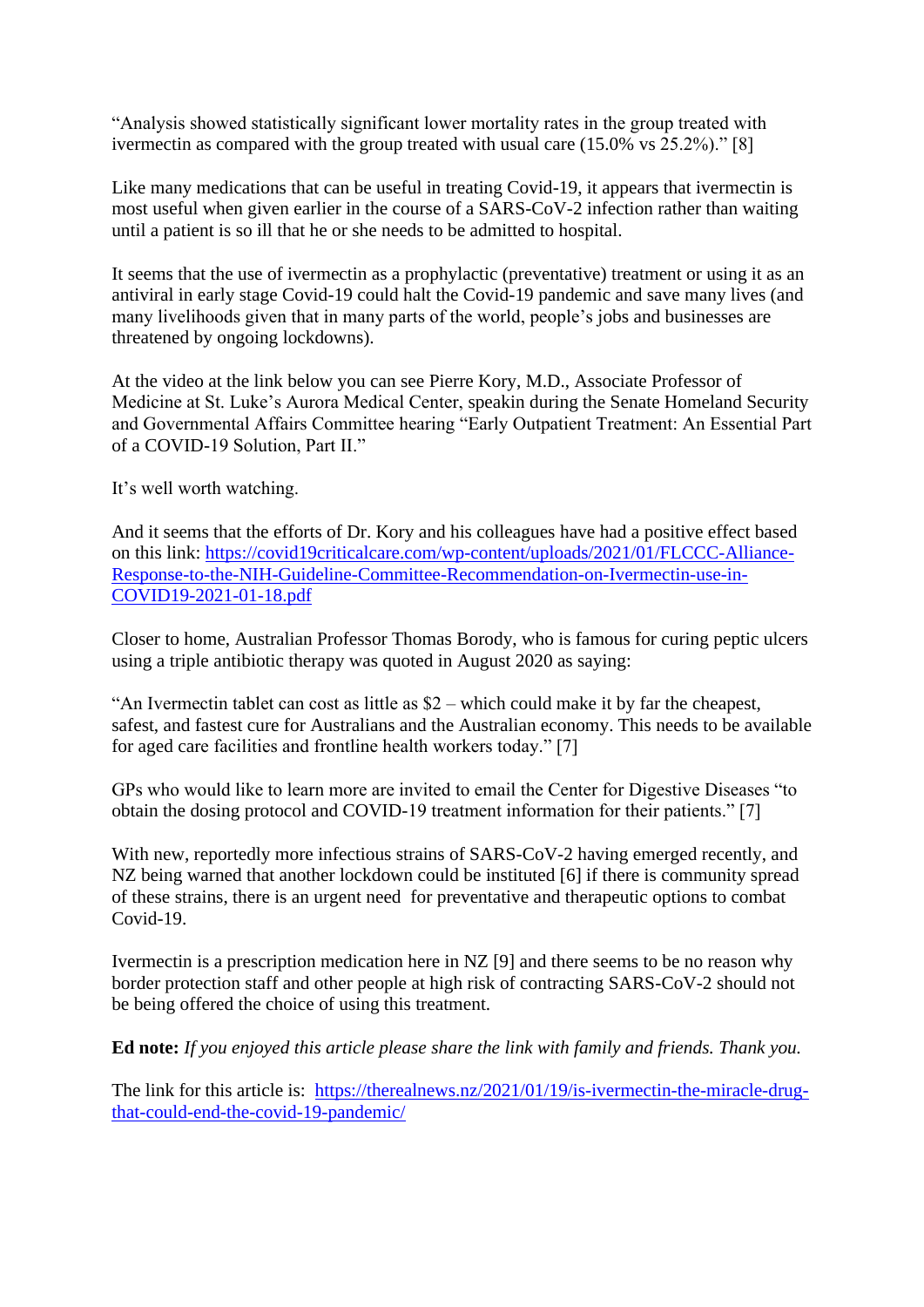"Analysis showed statistically significant lower mortality rates in the group treated with ivermectin as compared with the group treated with usual care (15.0% vs 25.2%)." [8]

Like many medications that can be useful in treating Covid-19, it appears that ivermectin is most useful when given earlier in the course of a SARS-CoV-2 infection rather than waiting until a patient is so ill that he or she needs to be admitted to hospital.

It seems that the use of ivermectin as a prophylactic (preventative) treatment or using it as an antiviral in early stage Covid-19 could halt the Covid-19 pandemic and save many lives (and many livelihoods given that in many parts of the world, people's jobs and businesses are threatened by ongoing lockdowns).

At the video at the link below you can see Pierre Kory, M.D., Associate Professor of Medicine at St. Luke's Aurora Medical Center, speakin during the Senate Homeland Security and Governmental Affairs Committee hearing "Early Outpatient Treatment: An Essential Part of a COVID-19 Solution, Part II."

It's well worth watching.

And it seems that the efforts of Dr. Kory and his colleagues have had a positive effect based on this link: [https://covid19criticalcare.com/wp-content/uploads/2021/01/FLCCC-Alliance-Response-to-the-NIH-Guideline-Committee-Recommendation-on-Ivermectin-use-in-COVID19-2021-01-18.pdf](https://covid19criticalcare.com/wp-content/uploads/2021/01/FLCCC-Alliance-Response-to-the-NIH-Guideline-Committee-Recommendation-on-Ivermectin-use-in-COVID19-2021-01-18.pdf)

Closer to home, Australian Professor Thomas Borody, who is famous for curing peptic ulcers using a triple antibiotic therapy was quoted in August 2020 as saying:

"An Ivermectin tablet can cost as little as $2 – which could make it by far the cheapest, safest, and fastest cure for Australians and the Australian economy. This needs to be available for aged care facilities and frontline health workers today." [7]

GPs who would like to learn more are invited to email the Center for Digestive Diseases "to obtain the dosing protocol and COVID-19 treatment information for their patients." [7]

With new, reportedly more infectious strains of SARS-CoV-2 having emerged recently, and NZ being warned that another lockdown could be instituted [6] if there is community spread of these strains, there is an urgent need for preventative and therapeutic options to combat Covid-19.

Ivermectin is a prescription medication here in NZ [9] and there seems to be no reason why border protection staff and other people at high risk of contracting SARS-CoV-2 should not be being offered the choice of using this treatment.

**Ed note:** *If you enjoyed this article please share the link with family and friends. Thank you.*

The link for this article is: [https://therealnews.nz/2021/01/19/is-ivermectin-the-miracle-drug-that-could-end-the-covid-19-pandemic/](https://therealnews.nz/2021/01/19/is-ivermectin-the-miracle-drug-that-could-end-the-covid-19-pandemic/)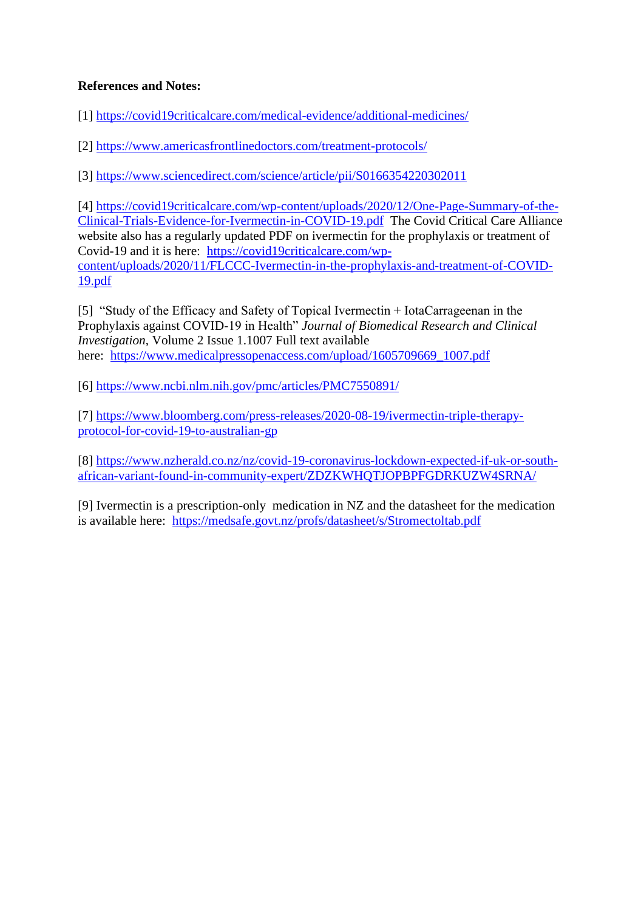**References and Notes:**

[1] https://covid19criticalcare.com/medical-evidence/additional-medicines/

[2] https://www.americasfrontlinedoctors.com/treatment-protocols/

[3] https://www.sciencedirect.com/science/article/pii/S0166354220302011

[4] https://covid19criticalcare.com/wp-content/uploads/2020/12/One-Page-Summary-of-the-Clinical-Trials-Evidence-for-Ivermectin-in-COVID-19.pdf The Covid Critical Care Alliance website also has a regularly updated PDF on ivermectin for the prophylaxis or treatment of Covid-19 and it is here: https://covid19criticalcare.com/wp-content/uploads/2020/11/FLCCC-Ivermectin-in-the-prophylaxis-and-treatment-of-COVID-19.pdf

[5] "Study of the Efficacy and Safety of Topical Ivermectin + IotaCarrageenan in the Prophylaxis against COVID-19 in Health" *Journal of Biomedical Research and Clinical Investigation*, Volume 2 Issue 1.1007 Full text available here: https://www.medicalpressopenaccess.com/upload/1605709669_1007.pdf

[6] https://www.ncbi.nlm.nih.gov/pmc/articles/PMC7550891/

[7] https://www.bloomberg.com/press-releases/2020-08-19/ivermectin-triple-therapy-protocol-for-covid-19-to-australian-gp

[8] https://www.nzherald.co.nz/nz/covid-19-coronavirus-lockdown-expected-if-uk-or-south-african-variant-found-in-community-expert/ZDZKWHQTJOPBPFGDRKUZW4SRNA/

[9] Ivermectin is a prescription-only medication in NZ and the datasheet for the medication is available here: https://medsafe.govt.nz/profs/datasheet/s/Stromectoltab.pdf